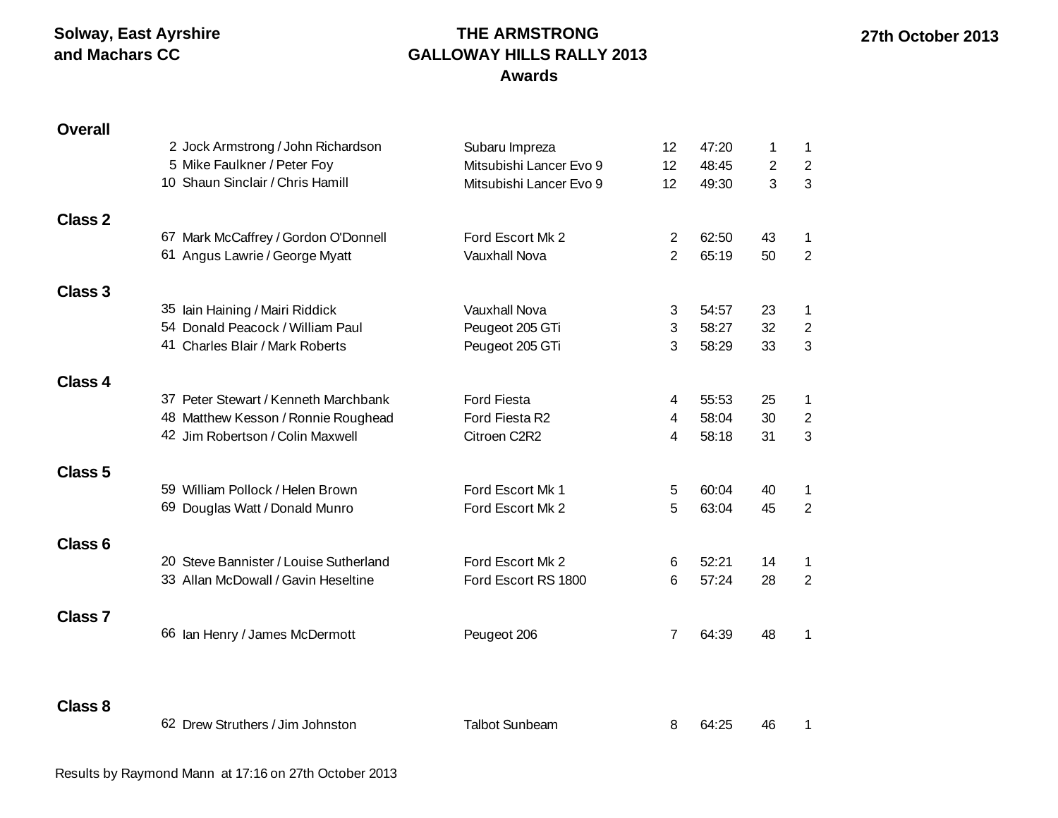Solway, East Ayrshire and Machars CC

# THE ARMSTRONG GALLOWAY HILLS RALLY 2013
## Awards

27th October 2013

### Overall

| No. | Crew | Car | Class | Time | Overall | Pos |
|---|---|---|---|---|---|---|
| 2 | Jock Armstrong / John Richardson | Subaru Impreza | 12 | 47:20 | 1 | 1 |
| 5 | Mike Faulkner / Peter Foy | Mitsubishi Lancer Evo 9 | 12 | 48:45 | 2 | 2 |
| 10 | Shaun Sinclair / Chris Hamill | Mitsubishi Lancer Evo 9 | 12 | 49:30 | 3 | 3 |

### Class 2

| No. | Crew | Car | Class | Time | Overall | Pos |
|---|---|---|---|---|---|---|
| 67 | Mark McCaffrey / Gordon O'Donnell | Ford Escort Mk 2 | 2 | 62:50 | 43 | 1 |
| 61 | Angus Lawrie / George Myatt | Vauxhall Nova | 2 | 65:19 | 50 | 2 |

### Class 3

| No. | Crew | Car | Class | Time | Overall | Pos |
|---|---|---|---|---|---|---|
| 35 | Iain Haining / Mairi Riddick | Vauxhall Nova | 3 | 54:57 | 23 | 1 |
| 54 | Donald Peacock / William Paul | Peugeot 205 GTi | 3 | 58:27 | 32 | 2 |
| 41 | Charles Blair / Mark Roberts | Peugeot 205 GTi | 3 | 58:29 | 33 | 3 |

### Class 4

| No. | Crew | Car | Class | Time | Overall | Pos |
|---|---|---|---|---|---|---|
| 37 | Peter Stewart / Kenneth Marchbank | Ford Fiesta | 4 | 55:53 | 25 | 1 |
| 48 | Matthew Kesson / Ronnie Roughead | Ford Fiesta R2 | 4 | 58:04 | 30 | 2 |
| 42 | Jim Robertson / Colin Maxwell | Citroen C2R2 | 4 | 58:18 | 31 | 3 |

### Class 5

| No. | Crew | Car | Class | Time | Overall | Pos |
|---|---|---|---|---|---|---|
| 59 | William Pollock / Helen Brown | Ford Escort Mk 1 | 5 | 60:04 | 40 | 1 |
| 69 | Douglas Watt / Donald Munro | Ford Escort Mk 2 | 5 | 63:04 | 45 | 2 |

### Class 6

| No. | Crew | Car | Class | Time | Overall | Pos |
|---|---|---|---|---|---|---|
| 20 | Steve Bannister / Louise Sutherland | Ford Escort Mk 2 | 6 | 52:21 | 14 | 1 |
| 33 | Allan McDowall / Gavin Heseltine | Ford Escort RS 1800 | 6 | 57:24 | 28 | 2 |

### Class 7

| No. | Crew | Car | Class | Time | Overall | Pos |
|---|---|---|---|---|---|---|
| 66 | Ian Henry / James McDermott | Peugeot 206 | 7 | 64:39 | 48 | 1 |

### Class 8

| No. | Crew | Car | Class | Time | Overall | Pos |
|---|---|---|---|---|---|---|
| 62 | Drew Struthers / Jim Johnston | Talbot Sunbeam | 8 | 64:25 | 46 | 1 |

Results by Raymond Mann at 17:16 on 27th October 2013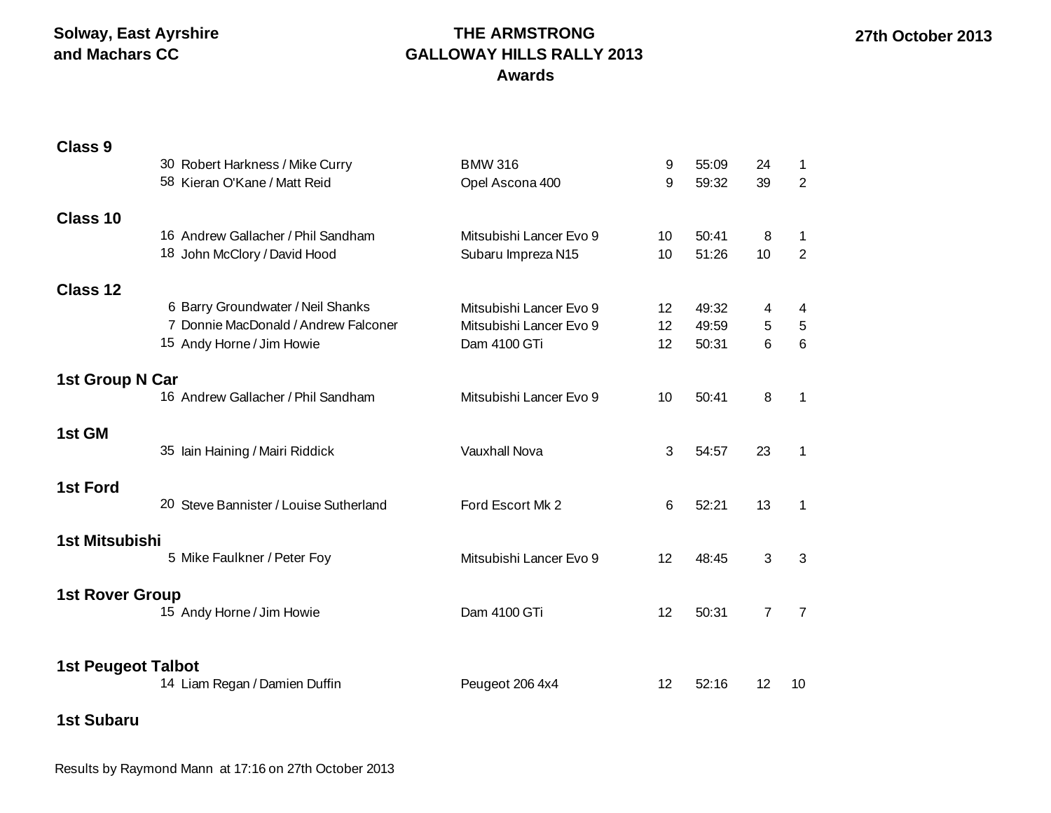Solway, East Ayrshire and Machars CC

**THE ARMSTRONG GALLOWAY HILLS RALLY 2013**
**Awards**

27th October 2013

### Class 9

| No. | Crew | Car | Class | Time | Pos | Class Pos |
|---|---|---|---|---|---|---|
| 30 | Robert Harkness / Mike Curry | BMW 316 | 9 | 55:09 | 24 | 1 |
| 58 | Kieran O'Kane / Matt Reid | Opel Ascona 400 | 9 | 59:32 | 39 | 2 |

### Class 10

| No. | Crew | Car | Class | Time | Pos | Class Pos |
|---|---|---|---|---|---|---|
| 16 | Andrew Gallacher / Phil Sandham | Mitsubishi Lancer Evo 9 | 10 | 50:41 | 8 | 1 |
| 18 | John McClory / David Hood | Subaru Impreza N15 | 10 | 51:26 | 10 | 2 |

### Class 12

| No. | Crew | Car | Class | Time | Pos | Class Pos |
|---|---|---|---|---|---|---|
| 6 | Barry Groundwater / Neil Shanks | Mitsubishi Lancer Evo 9 | 12 | 49:32 | 4 | 4 |
| 7 | Donnie MacDonald / Andrew Falconer | Mitsubishi Lancer Evo 9 | 12 | 49:59 | 5 | 5 |
| 15 | Andy Horne / Jim Howie | Dam 4100 GTi | 12 | 50:31 | 6 | 6 |

### 1st Group N Car

| No. | Crew | Car | Class | Time | Pos | Class Pos |
|---|---|---|---|---|---|---|
| 16 | Andrew Gallacher / Phil Sandham | Mitsubishi Lancer Evo 9 | 10 | 50:41 | 8 | 1 |

### 1st GM

| No. | Crew | Car | Class | Time | Pos | Class Pos |
|---|---|---|---|---|---|---|
| 35 | Iain Haining / Mairi Riddick | Vauxhall Nova | 3 | 54:57 | 23 | 1 |

### 1st Ford

| No. | Crew | Car | Class | Time | Pos | Class Pos |
|---|---|---|---|---|---|---|
| 20 | Steve Bannister / Louise Sutherland | Ford Escort Mk 2 | 6 | 52:21 | 13 | 1 |

### 1st Mitsubishi

| No. | Crew | Car | Class | Time | Pos | Class Pos |
|---|---|---|---|---|---|---|
| 5 | Mike Faulkner / Peter Foy | Mitsubishi Lancer Evo 9 | 12 | 48:45 | 3 | 3 |

### 1st Rover Group

| No. | Crew | Car | Class | Time | Pos | Class Pos |
|---|---|---|---|---|---|---|
| 15 | Andy Horne / Jim Howie | Dam 4100 GTi | 12 | 50:31 | 7 | 7 |

### 1st Peugeot Talbot

| No. | Crew | Car | Class | Time | Pos | Class Pos |
|---|---|---|---|---|---|---|
| 14 | Liam Regan / Damien Duffin | Peugeot 206 4x4 | 12 | 52:16 | 12 | 10 |

### 1st Subaru

Results by Raymond Mann at 17:16 on 27th October 2013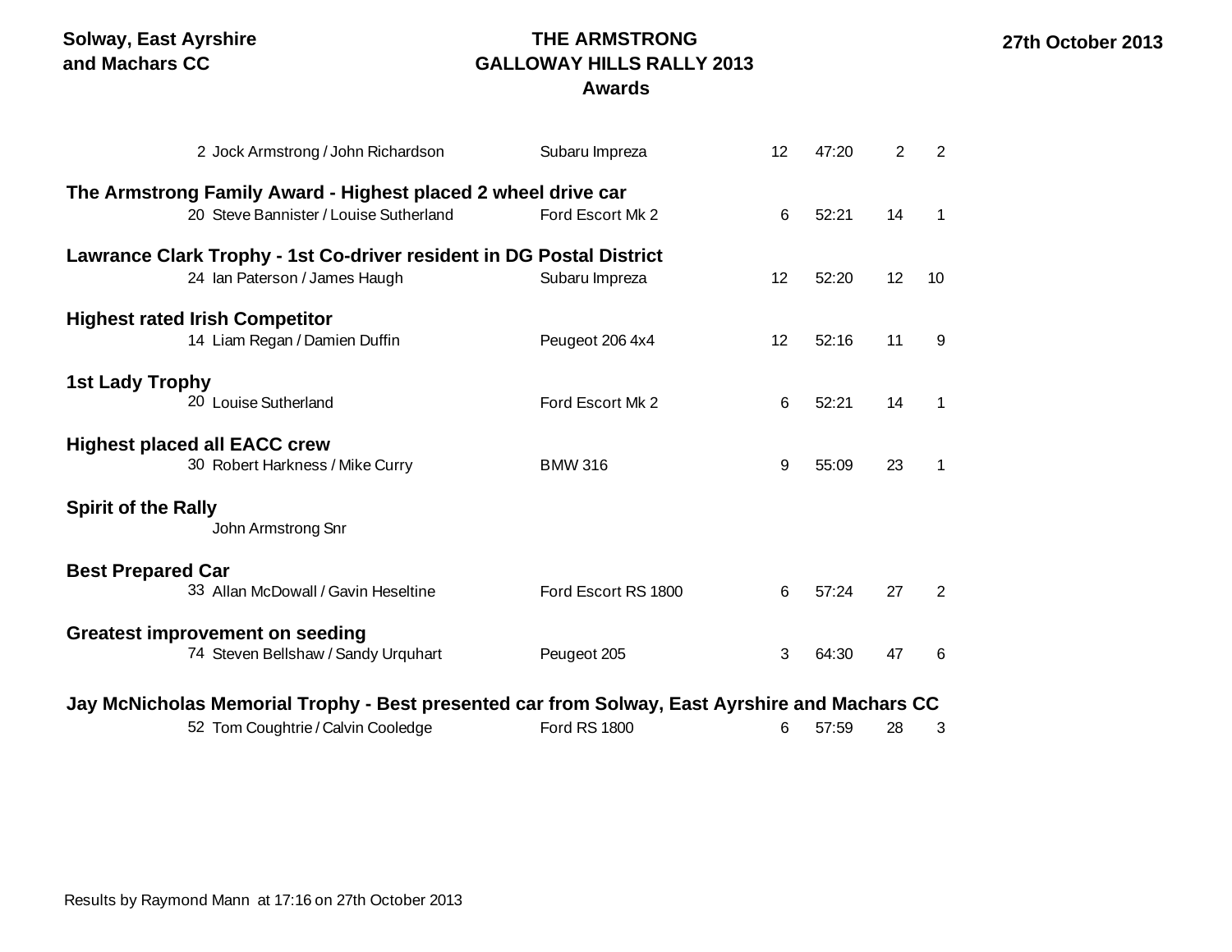Solway, East Ayrshire and Machars CC

# THE ARMSTRONG GALLOWAY HILLS RALLY 2013

## Awards

27th October 2013

| | | | | | | |
|---|---|---|---|---|---|---|
| 2 | Jock Armstrong / John Richardson | Subaru Impreza | 12 | 47:20 | 2 | 2 |

**The Armstrong Family Award - Highest placed 2 wheel drive car**

| | | | | | | |
|---|---|---|---|---|---|---|
| 20 | Steve Bannister / Louise Sutherland | Ford Escort Mk 2 | 6 | 52:21 | 14 | 1 |

**Lawrance Clark Trophy - 1st Co-driver resident in DG Postal District**

| | | | | | | |
|---|---|---|---|---|---|---|
| 24 | Ian Paterson / James Haugh | Subaru Impreza | 12 | 52:20 | 12 | 10 |

**Highest rated Irish Competitor**

| | | | | | | |
|---|---|---|---|---|---|---|
| 14 | Liam Regan / Damien Duffin | Peugeot 206 4x4 | 12 | 52:16 | 11 | 9 |

**1st Lady Trophy**

| | | | | | | |
|---|---|---|---|---|---|---|
| 20 | Louise Sutherland | Ford Escort Mk 2 | 6 | 52:21 | 14 | 1 |

**Highest placed all EACC crew**

| | | | | | | |
|---|---|---|---|---|---|---|
| 30 | Robert Harkness / Mike Curry | BMW 316 | 9 | 55:09 | 23 | 1 |

**Spirit of the Rally**

John Armstrong Snr

**Best Prepared Car**

| | | | | | | |
|---|---|---|---|---|---|---|
| 33 | Allan McDowall / Gavin Heseltine | Ford Escort RS 1800 | 6 | 57:24 | 27 | 2 |

**Greatest improvement on seeding**

| | | | | | | |
|---|---|---|---|---|---|---|
| 74 | Steven Bellshaw / Sandy Urquhart | Peugeot 205 | 3 | 64:30 | 47 | 6 |

**Jay McNicholas Memorial Trophy - Best presented car from Solway, East Ayrshire and Machars CC**

| | | | | | | |
|---|---|---|---|---|---|---|
| 52 | Tom Coughtrie / Calvin Cooledge | Ford RS 1800 | 6 | 57:59 | 28 | 3 |

Results by Raymond Mann at 17:16 on 27th October 2013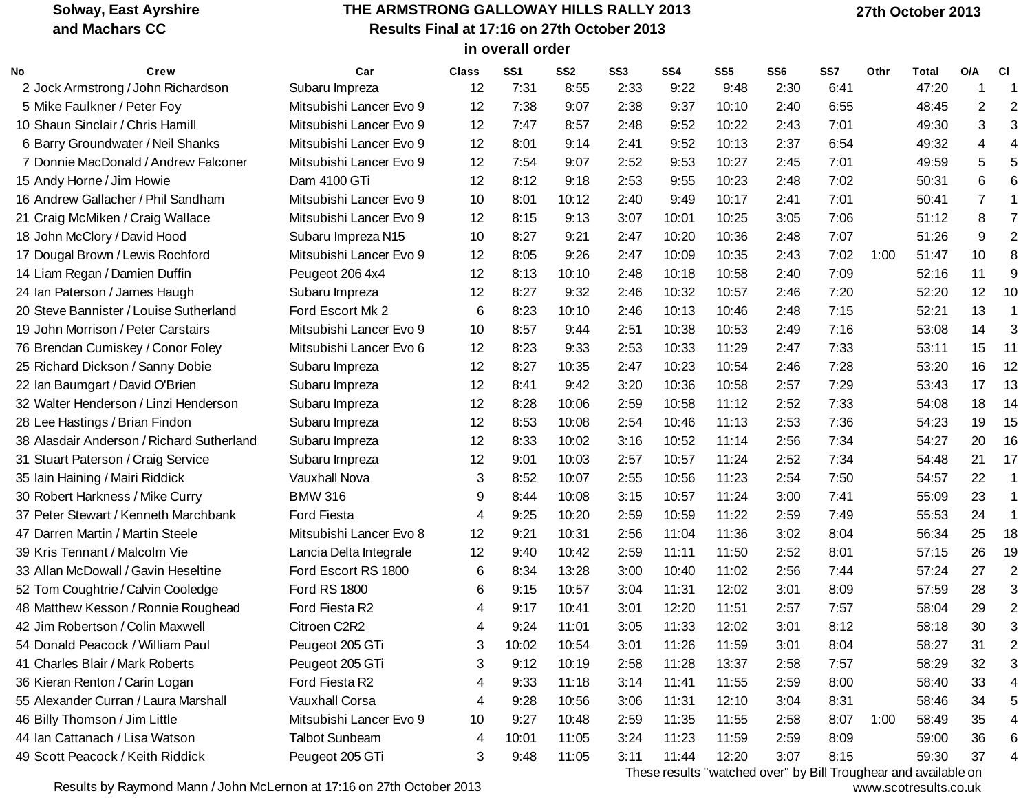Solway, East Ayrshire and Machars CC

# THE ARMSTRONG GALLOWAY HILLS RALLY 2013

## Results Final at 17:16 on 27th October 2013

### in overall order

27th October 2013

| No | Crew | Car | Class | SS1 | SS2 | SS3 | SS4 | SS5 | SS6 | SS7 | Othr | Total | O/A | Cl |
|---|---|---|---|---|---|---|---|---|---|---|---|---|---|---|
| 2 | Jock Armstrong / John Richardson | Subaru Impreza | 12 | 7:31 | 8:55 | 2:33 | 9:22 | 9:48 | 2:30 | 6:41 | | 47:20 | 1 | 1 |
| 5 | Mike Faulkner / Peter Foy | Mitsubishi Lancer Evo 9 | 12 | 7:38 | 9:07 | 2:38 | 9:37 | 10:10 | 2:40 | 6:55 | | 48:45 | 2 | 2 |
| 10 | Shaun Sinclair / Chris Hamill | Mitsubishi Lancer Evo 9 | 12 | 7:47 | 8:57 | 2:48 | 9:52 | 10:22 | 2:43 | 7:01 | | 49:30 | 3 | 3 |
| 6 | Barry Groundwater / Neil Shanks | Mitsubishi Lancer Evo 9 | 12 | 8:01 | 9:14 | 2:41 | 9:52 | 10:13 | 2:37 | 6:54 | | 49:32 | 4 | 4 |
| 7 | Donnie MacDonald / Andrew Falconer | Mitsubishi Lancer Evo 9 | 12 | 7:54 | 9:07 | 2:52 | 9:53 | 10:27 | 2:45 | 7:01 | | 49:59 | 5 | 5 |
| 15 | Andy Horne / Jim Howie | Dam 4100 GTi | 12 | 8:12 | 9:18 | 2:53 | 9:55 | 10:23 | 2:48 | 7:02 | | 50:31 | 6 | 6 |
| 16 | Andrew Gallacher / Phil Sandham | Mitsubishi Lancer Evo 9 | 10 | 8:01 | 10:12 | 2:40 | 9:49 | 10:17 | 2:41 | 7:01 | | 50:41 | 7 | 1 |
| 21 | Craig McMiken / Craig Wallace | Mitsubishi Lancer Evo 9 | 12 | 8:15 | 9:13 | 3:07 | 10:01 | 10:25 | 3:05 | 7:06 | | 51:12 | 8 | 7 |
| 18 | John McClory / David Hood | Subaru Impreza N15 | 10 | 8:27 | 9:21 | 2:47 | 10:20 | 10:36 | 2:48 | 7:07 | | 51:26 | 9 | 2 |
| 17 | Dougal Brown / Lewis Rochford | Mitsubishi Lancer Evo 9 | 12 | 8:05 | 9:26 | 2:47 | 10:09 | 10:35 | 2:43 | 7:02 | 1:00 | 51:47 | 10 | 8 |
| 14 | Liam Regan / Damien Duffin | Peugeot 206 4x4 | 12 | 8:13 | 10:10 | 2:48 | 10:18 | 10:58 | 2:40 | 7:09 | | 52:16 | 11 | 9 |
| 24 | Ian Paterson / James Haugh | Subaru Impreza | 12 | 8:27 | 9:32 | 2:46 | 10:32 | 10:57 | 2:46 | 7:20 | | 52:20 | 12 | 10 |
| 20 | Steve Bannister / Louise Sutherland | Ford Escort Mk 2 | 6 | 8:23 | 10:10 | 2:46 | 10:13 | 10:46 | 2:48 | 7:15 | | 52:21 | 13 | 1 |
| 19 | John Morrison / Peter Carstairs | Mitsubishi Lancer Evo 9 | 10 | 8:57 | 9:44 | 2:51 | 10:38 | 10:53 | 2:49 | 7:16 | | 53:08 | 14 | 3 |
| 76 | Brendan Cumiskey / Conor Foley | Mitsubishi Lancer Evo 6 | 12 | 8:23 | 9:33 | 2:53 | 10:33 | 11:29 | 2:47 | 7:33 | | 53:11 | 15 | 11 |
| 25 | Richard Dickson / Sanny Dobie | Subaru Impreza | 12 | 8:27 | 10:35 | 2:47 | 10:23 | 10:54 | 2:46 | 7:28 | | 53:20 | 16 | 12 |
| 22 | Ian Baumgart / David O'Brien | Subaru Impreza | 12 | 8:41 | 9:42 | 3:20 | 10:36 | 10:58 | 2:57 | 7:29 | | 53:43 | 17 | 13 |
| 32 | Walter Henderson / Linzi Henderson | Subaru Impreza | 12 | 8:28 | 10:06 | 2:59 | 10:58 | 11:12 | 2:52 | 7:33 | | 54:08 | 18 | 14 |
| 28 | Lee Hastings / Brian Findon | Subaru Impreza | 12 | 8:53 | 10:08 | 2:54 | 10:46 | 11:13 | 2:53 | 7:36 | | 54:23 | 19 | 15 |
| 38 | Alasdair Anderson / Richard Sutherland | Subaru Impreza | 12 | 8:33 | 10:02 | 3:16 | 10:52 | 11:14 | 2:56 | 7:34 | | 54:27 | 20 | 16 |
| 31 | Stuart Paterson / Craig Service | Subaru Impreza | 12 | 9:01 | 10:03 | 2:57 | 10:57 | 11:24 | 2:52 | 7:34 | | 54:48 | 21 | 17 |
| 35 | Iain Haining / Mairi Riddick | Vauxhall Nova | 3 | 8:52 | 10:07 | 2:55 | 10:56 | 11:23 | 2:54 | 7:50 | | 54:57 | 22 | 1 |
| 30 | Robert Harkness / Mike Curry | BMW 316 | 9 | 8:44 | 10:08 | 3:15 | 10:57 | 11:24 | 3:00 | 7:41 | | 55:09 | 23 | 1 |
| 37 | Peter Stewart / Kenneth Marchbank | Ford Fiesta | 4 | 9:25 | 10:20 | 2:59 | 10:59 | 11:22 | 2:59 | 7:49 | | 55:53 | 24 | 1 |
| 47 | Darren Martin / Martin Steele | Mitsubishi Lancer Evo 8 | 12 | 9:21 | 10:31 | 2:56 | 11:04 | 11:36 | 3:02 | 8:04 | | 56:34 | 25 | 18 |
| 39 | Kris Tennant / Malcolm Vie | Lancia Delta Integrale | 12 | 9:40 | 10:42 | 2:59 | 11:11 | 11:50 | 2:52 | 8:01 | | 57:15 | 26 | 19 |
| 33 | Allan McDowall / Gavin Heseltine | Ford Escort RS 1800 | 6 | 8:34 | 13:28 | 3:00 | 10:40 | 11:02 | 2:56 | 7:44 | | 57:24 | 27 | 2 |
| 52 | Tom Coughtrie / Calvin Cooledge | Ford RS 1800 | 6 | 9:15 | 10:57 | 3:04 | 11:31 | 12:02 | 3:01 | 8:09 | | 57:59 | 28 | 3 |
| 48 | Matthew Kesson / Ronnie Roughead | Ford Fiesta R2 | 4 | 9:17 | 10:41 | 3:01 | 12:20 | 11:51 | 2:57 | 7:57 | | 58:04 | 29 | 2 |
| 42 | Jim Robertson / Colin Maxwell | Citroen C2R2 | 4 | 9:24 | 11:01 | 3:05 | 11:33 | 12:02 | 3:01 | 8:12 | | 58:18 | 30 | 3 |
| 54 | Donald Peacock / William Paul | Peugeot 205 GTi | 3 | 10:02 | 10:54 | 3:01 | 11:26 | 11:59 | 3:01 | 8:04 | | 58:27 | 31 | 2 |
| 41 | Charles Blair / Mark Roberts | Peugeot 205 GTi | 3 | 9:12 | 10:19 | 2:58 | 11:28 | 13:37 | 2:58 | 7:57 | | 58:29 | 32 | 3 |
| 36 | Kieran Renton / Carin Logan | Ford Fiesta R2 | 4 | 9:33 | 11:18 | 3:14 | 11:41 | 11:55 | 2:59 | 8:00 | | 58:40 | 33 | 4 |
| 55 | Alexander Curran / Laura Marshall | Vauxhall Corsa | 4 | 9:28 | 10:56 | 3:06 | 11:31 | 12:10 | 3:04 | 8:31 | | 58:46 | 34 | 5 |
| 46 | Billy Thomson / Jim Little | Mitsubishi Lancer Evo 9 | 10 | 9:27 | 10:48 | 2:59 | 11:35 | 11:55 | 2:58 | 8:07 | 1:00 | 58:49 | 35 | 4 |
| 44 | Ian Cattanach / Lisa Watson | Talbot Sunbeam | 4 | 10:01 | 11:05 | 3:24 | 11:23 | 11:59 | 2:59 | 8:09 | | 59:00 | 36 | 6 |
| 49 | Scott Peacock / Keith Riddick | Peugeot 205 GTi | 3 | 9:48 | 11:05 | 3:11 | 11:44 | 12:20 | 3:07 | 8:15 | | 59:30 | 37 | 4 |

These results "watched over" by Bill Troughear and available on www.scotresults.co.uk

Results by Raymond Mann / John McLernon at 17:16 on 27th October 2013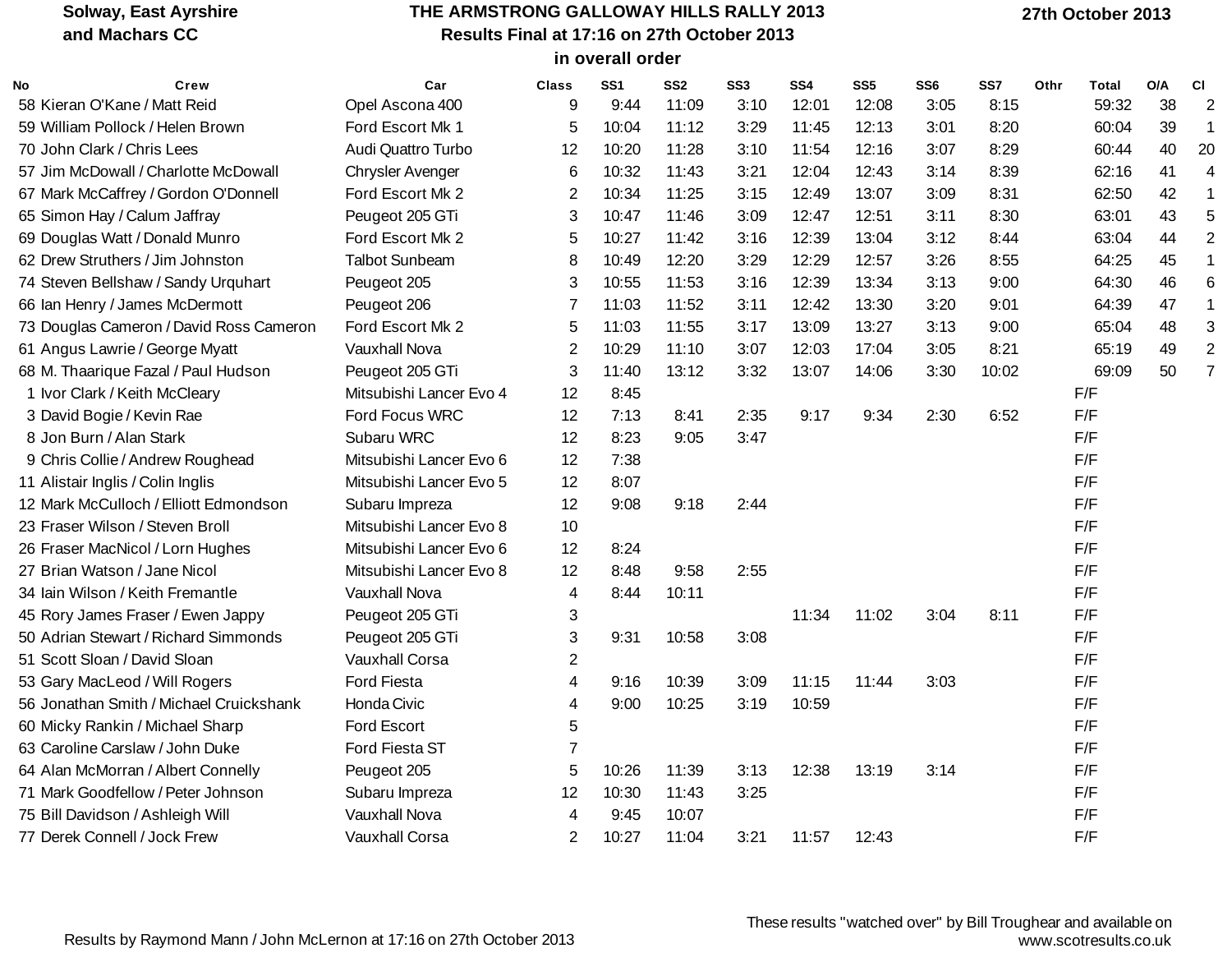**Solway, East Ayrshire and Machars CC**

# THE ARMSTRONG GALLOWAY HILLS RALLY 2013

**Results Final at 17:16 on 27th October 2013**

**in overall order**

**27th October 2013**

| No | Crew | Car | Class | SS1 | SS2 | SS3 | SS4 | SS5 | SS6 | SS7 | Othr | Total | O/A | Cl |
|---|---|---|---|---|---|---|---|---|---|---|---|---|---|---|
| 58 | Kieran O'Kane / Matt Reid | Opel Ascona 400 | 9 | 9:44 | 11:09 | 3:10 | 12:01 | 12:08 | 3:05 | 8:15 | | 59:32 | 38 | 2 |
| 59 | William Pollock / Helen Brown | Ford Escort Mk 1 | 5 | 10:04 | 11:12 | 3:29 | 11:45 | 12:13 | 3:01 | 8:20 | | 60:04 | 39 | 1 |
| 70 | John Clark / Chris Lees | Audi Quattro Turbo | 12 | 10:20 | 11:28 | 3:10 | 11:54 | 12:16 | 3:07 | 8:29 | | 60:44 | 40 | 20 |
| 57 | Jim McDowall / Charlotte McDowall | Chrysler Avenger | 6 | 10:32 | 11:43 | 3:21 | 12:04 | 12:43 | 3:14 | 8:39 | | 62:16 | 41 | 4 |
| 67 | Mark McCaffrey / Gordon O'Donnell | Ford Escort Mk 2 | 2 | 10:34 | 11:25 | 3:15 | 12:49 | 13:07 | 3:09 | 8:31 | | 62:50 | 42 | 1 |
| 65 | Simon Hay / Calum Jaffray | Peugeot 205 GTi | 3 | 10:47 | 11:46 | 3:09 | 12:47 | 12:51 | 3:11 | 8:30 | | 63:01 | 43 | 5 |
| 69 | Douglas Watt / Donald Munro | Ford Escort Mk 2 | 5 | 10:27 | 11:42 | 3:16 | 12:39 | 13:04 | 3:12 | 8:44 | | 63:04 | 44 | 2 |
| 62 | Drew Struthers / Jim Johnston | Talbot Sunbeam | 8 | 10:49 | 12:20 | 3:29 | 12:29 | 12:57 | 3:26 | 8:55 | | 64:25 | 45 | 1 |
| 74 | Steven Bellshaw / Sandy Urquhart | Peugeot 205 | 3 | 10:55 | 11:53 | 3:16 | 12:39 | 13:34 | 3:13 | 9:00 | | 64:30 | 46 | 6 |
| 66 | Ian Henry / James McDermott | Peugeot 206 | 7 | 11:03 | 11:52 | 3:11 | 12:42 | 13:30 | 3:20 | 9:01 | | 64:39 | 47 | 1 |
| 73 | Douglas Cameron / David Ross Cameron | Ford Escort Mk 2 | 5 | 11:03 | 11:55 | 3:17 | 13:09 | 13:27 | 3:13 | 9:00 | | 65:04 | 48 | 3 |
| 61 | Angus Lawrie / George Myatt | Vauxhall Nova | 2 | 10:29 | 11:10 | 3:07 | 12:03 | 17:04 | 3:05 | 8:21 | | 65:19 | 49 | 2 |
| 68 | M. Thaarique Fazal / Paul Hudson | Peugeot 205 GTi | 3 | 11:40 | 13:12 | 3:32 | 13:07 | 14:06 | 3:30 | 10:02 | | 69:09 | 50 | 7 |
| 1 | Ivor Clark / Keith McCleary | Mitsubishi Lancer Evo 4 | 12 | 8:45 | | | | | | | | F/F | | |
| 3 | David Bogie / Kevin Rae | Ford Focus WRC | 12 | 7:13 | 8:41 | 2:35 | 9:17 | 9:34 | 2:30 | 6:52 | | F/F | | |
| 8 | Jon Burn / Alan Stark | Subaru WRC | 12 | 8:23 | 9:05 | 3:47 | | | | | | F/F | | |
| 9 | Chris Collie / Andrew Roughead | Mitsubishi Lancer Evo 6 | 12 | 7:38 | | | | | | | | F/F | | |
| 11 | Alistair Inglis / Colin Inglis | Mitsubishi Lancer Evo 5 | 12 | 8:07 | | | | | | | | F/F | | |
| 12 | Mark McCulloch / Elliott Edmondson | Subaru Impreza | 12 | 9:08 | 9:18 | 2:44 | | | | | | F/F | | |
| 23 | Fraser Wilson / Steven Broll | Mitsubishi Lancer Evo 8 | 10 | | | | | | | | | F/F | | |
| 26 | Fraser MacNicol / Lorn Hughes | Mitsubishi Lancer Evo 6 | 12 | 8:24 | | | | | | | | F/F | | |
| 27 | Brian Watson / Jane Nicol | Mitsubishi Lancer Evo 8 | 12 | 8:48 | 9:58 | 2:55 | | | | | | F/F | | |
| 34 | Iain Wilson / Keith Fremantle | Vauxhall Nova | 4 | 8:44 | 10:11 | | | | | | | F/F | | |
| 45 | Rory James Fraser / Ewen Jappy | Peugeot 205 GTi | 3 | | | | 11:34 | 11:02 | 3:04 | 8:11 | | F/F | | |
| 50 | Adrian Stewart / Richard Simmonds | Peugeot 205 GTi | 3 | 9:31 | 10:58 | 3:08 | | | | | | F/F | | |
| 51 | Scott Sloan / David Sloan | Vauxhall Corsa | 2 | | | | | | | | | F/F | | |
| 53 | Gary MacLeod / Will Rogers | Ford Fiesta | 4 | 9:16 | 10:39 | 3:09 | 11:15 | 11:44 | 3:03 | | | F/F | | |
| 56 | Jonathan Smith / Michael Cruickshank | Honda Civic | 4 | 9:00 | 10:25 | 3:19 | 10:59 | | | | | F/F | | |
| 60 | Micky Rankin / Michael Sharp | Ford Escort | 5 | | | | | | | | | F/F | | |
| 63 | Caroline Carslaw / John Duke | Ford Fiesta ST | 7 | | | | | | | | | F/F | | |
| 64 | Alan McMorran / Albert Connelly | Peugeot 205 | 5 | 10:26 | 11:39 | 3:13 | 12:38 | 13:19 | 3:14 | | | F/F | | |
| 71 | Mark Goodfellow / Peter Johnson | Subaru Impreza | 12 | 10:30 | 11:43 | 3:25 | | | | | | F/F | | |
| 75 | Bill Davidson / Ashleigh Will | Vauxhall Nova | 4 | 9:45 | 10:07 | | | | | | | F/F | | |
| 77 | Derek Connell / Jock Frew | Vauxhall Corsa | 2 | 10:27 | 11:04 | 3:21 | 11:57 | 12:43 | | | | F/F | | |

Results by Raymond Mann / John McLernon at 17:16 on 27th October 2013

These results "watched over" by Bill Troughear and available on www.scotresults.co.uk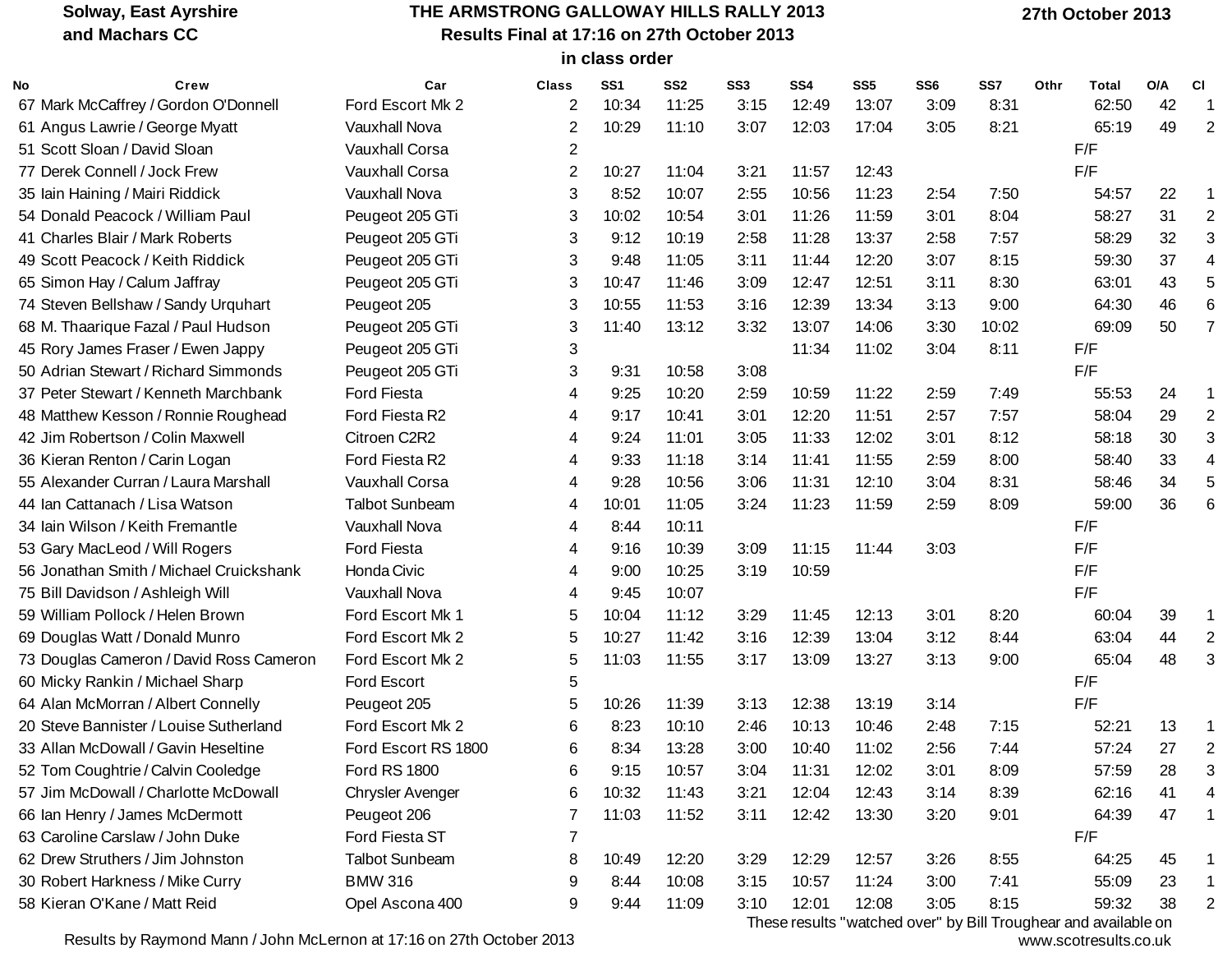Solway, East Ayrshire and Machars CC

# THE ARMSTRONG GALLOWAY HILLS RALLY 2013

## Results Final at 17:16 on 27th October 2013

### in class order

27th October 2013

| No | Crew | Car | Class | SS1 | SS2 | SS3 | SS4 | SS5 | SS6 | SS7 | Othr | Total | O/A | Cl |
|---|---|---|---|---|---|---|---|---|---|---|---|---|---|---|
| 67 | Mark McCaffrey / Gordon O'Donnell | Ford Escort Mk 2 | 2 | 10:34 | 11:25 | 3:15 | 12:49 | 13:07 | 3:09 | 8:31 | | 62:50 | 42 | 1 |
| 61 | Angus Lawrie / George Myatt | Vauxhall Nova | 2 | 10:29 | 11:10 | 3:07 | 12:03 | 17:04 | 3:05 | 8:21 | | 65:19 | 49 | 2 |
| 51 | Scott Sloan / David Sloan | Vauxhall Corsa | 2 | | | | | | | | | F/F | | |
| 77 | Derek Connell / Jock Frew | Vauxhall Corsa | 2 | 10:27 | 11:04 | 3:21 | 11:57 | 12:43 | | | | F/F | | |
| 35 | Iain Haining / Mairi Riddick | Vauxhall Nova | 3 | 8:52 | 10:07 | 2:55 | 10:56 | 11:23 | 2:54 | 7:50 | | 54:57 | 22 | 1 |
| 54 | Donald Peacock / William Paul | Peugeot 205 GTi | 3 | 10:02 | 10:54 | 3:01 | 11:26 | 11:59 | 3:01 | 8:04 | | 58:27 | 31 | 2 |
| 41 | Charles Blair / Mark Roberts | Peugeot 205 GTi | 3 | 9:12 | 10:19 | 2:58 | 11:28 | 13:37 | 2:58 | 7:57 | | 58:29 | 32 | 3 |
| 49 | Scott Peacock / Keith Riddick | Peugeot 205 GTi | 3 | 9:48 | 11:05 | 3:11 | 11:44 | 12:20 | 3:07 | 8:15 | | 59:30 | 37 | 4 |
| 65 | Simon Hay / Calum Jaffray | Peugeot 205 GTi | 3 | 10:47 | 11:46 | 3:09 | 12:47 | 12:51 | 3:11 | 8:30 | | 63:01 | 43 | 5 |
| 74 | Steven Bellshaw / Sandy Urquhart | Peugeot 205 | 3 | 10:55 | 11:53 | 3:16 | 12:39 | 13:34 | 3:13 | 9:00 | | 64:30 | 46 | 6 |
| 68 | M. Thaarique Fazal / Paul Hudson | Peugeot 205 GTi | 3 | 11:40 | 13:12 | 3:32 | 13:07 | 14:06 | 3:30 | 10:02 | | 69:09 | 50 | 7 |
| 45 | Rory James Fraser / Ewen Jappy | Peugeot 205 GTi | 3 | | | | 11:34 | 11:02 | 3:04 | 8:11 | | F/F | | |
| 50 | Adrian Stewart / Richard Simmonds | Peugeot 205 GTi | 3 | 9:31 | 10:58 | 3:08 | | | | | | F/F | | |
| 37 | Peter Stewart / Kenneth Marchbank | Ford Fiesta | 4 | 9:25 | 10:20 | 2:59 | 10:59 | 11:22 | 2:59 | 7:49 | | 55:53 | 24 | 1 |
| 48 | Matthew Kesson / Ronnie Roughead | Ford Fiesta R2 | 4 | 9:17 | 10:41 | 3:01 | 12:20 | 11:51 | 2:57 | 7:57 | | 58:04 | 29 | 2 |
| 42 | Jim Robertson / Colin Maxwell | Citroen C2R2 | 4 | 9:24 | 11:01 | 3:05 | 11:33 | 12:02 | 3:01 | 8:12 | | 58:18 | 30 | 3 |
| 36 | Kieran Renton / Carin Logan | Ford Fiesta R2 | 4 | 9:33 | 11:18 | 3:14 | 11:41 | 11:55 | 2:59 | 8:00 | | 58:40 | 33 | 4 |
| 55 | Alexander Curran / Laura Marshall | Vauxhall Corsa | 4 | 9:28 | 10:56 | 3:06 | 11:31 | 12:10 | 3:04 | 8:31 | | 58:46 | 34 | 5 |
| 44 | Ian Cattanach / Lisa Watson | Talbot Sunbeam | 4 | 10:01 | 11:05 | 3:24 | 11:23 | 11:59 | 2:59 | 8:09 | | 59:00 | 36 | 6 |
| 34 | Iain Wilson / Keith Fremantle | Vauxhall Nova | 4 | 8:44 | 10:11 | | | | | | | F/F | | |
| 53 | Gary MacLeod / Will Rogers | Ford Fiesta | 4 | 9:16 | 10:39 | 3:09 | 11:15 | 11:44 | 3:03 | | | F/F | | |
| 56 | Jonathan Smith / Michael Cruickshank | Honda Civic | 4 | 9:00 | 10:25 | 3:19 | 10:59 | | | | | F/F | | |
| 75 | Bill Davidson / Ashleigh Will | Vauxhall Nova | 4 | 9:45 | 10:07 | | | | | | | F/F | | |
| 59 | William Pollock / Helen Brown | Ford Escort Mk 1 | 5 | 10:04 | 11:12 | 3:29 | 11:45 | 12:13 | 3:01 | 8:20 | | 60:04 | 39 | 1 |
| 69 | Douglas Watt / Donald Munro | Ford Escort Mk 2 | 5 | 10:27 | 11:42 | 3:16 | 12:39 | 13:04 | 3:12 | 8:44 | | 63:04 | 44 | 2 |
| 73 | Douglas Cameron / David Ross Cameron | Ford Escort Mk 2 | 5 | 11:03 | 11:55 | 3:17 | 13:09 | 13:27 | 3:13 | 9:00 | | 65:04 | 48 | 3 |
| 60 | Micky Rankin / Michael Sharp | Ford Escort | 5 | | | | | | | | | F/F | | |
| 64 | Alan McMorran / Albert Connelly | Peugeot 205 | 5 | 10:26 | 11:39 | 3:13 | 12:38 | 13:19 | 3:14 | | | F/F | | |
| 20 | Steve Bannister / Louise Sutherland | Ford Escort Mk 2 | 6 | 8:23 | 10:10 | 2:46 | 10:13 | 10:46 | 2:48 | 7:15 | | 52:21 | 13 | 1 |
| 33 | Allan McDowall / Gavin Heseltine | Ford Escort RS 1800 | 6 | 8:34 | 13:28 | 3:00 | 10:40 | 11:02 | 2:56 | 7:44 | | 57:24 | 27 | 2 |
| 52 | Tom Coughtrie / Calvin Cooledge | Ford RS 1800 | 6 | 9:15 | 10:57 | 3:04 | 11:31 | 12:02 | 3:01 | 8:09 | | 57:59 | 28 | 3 |
| 57 | Jim McDowall / Charlotte McDowall | Chrysler Avenger | 6 | 10:32 | 11:43 | 3:21 | 12:04 | 12:43 | 3:14 | 8:39 | | 62:16 | 41 | 4 |
| 66 | Ian Henry / James McDermott | Peugeot 206 | 7 | 11:03 | 11:52 | 3:11 | 12:42 | 13:30 | 3:20 | 9:01 | | 64:39 | 47 | 1 |
| 63 | Caroline Carslaw / John Duke | Ford Fiesta ST | 7 | | | | | | | | | F/F | | |
| 62 | Drew Struthers / Jim Johnston | Talbot Sunbeam | 8 | 10:49 | 12:20 | 3:29 | 12:29 | 12:57 | 3:26 | 8:55 | | 64:25 | 45 | 1 |
| 30 | Robert Harkness / Mike Curry | BMW 316 | 9 | 8:44 | 10:08 | 3:15 | 10:57 | 11:24 | 3:00 | 7:41 | | 55:09 | 23 | 1 |
| 58 | Kieran O'Kane / Matt Reid | Opel Ascona 400 | 9 | 9:44 | 11:09 | 3:10 | 12:01 | 12:08 | 3:05 | 8:15 | | 59:32 | 38 | 2 |

These results "watched over" by Bill Troughear and available on www.scotresults.co.uk

Results by Raymond Mann / John McLernon at 17:16 on 27th October 2013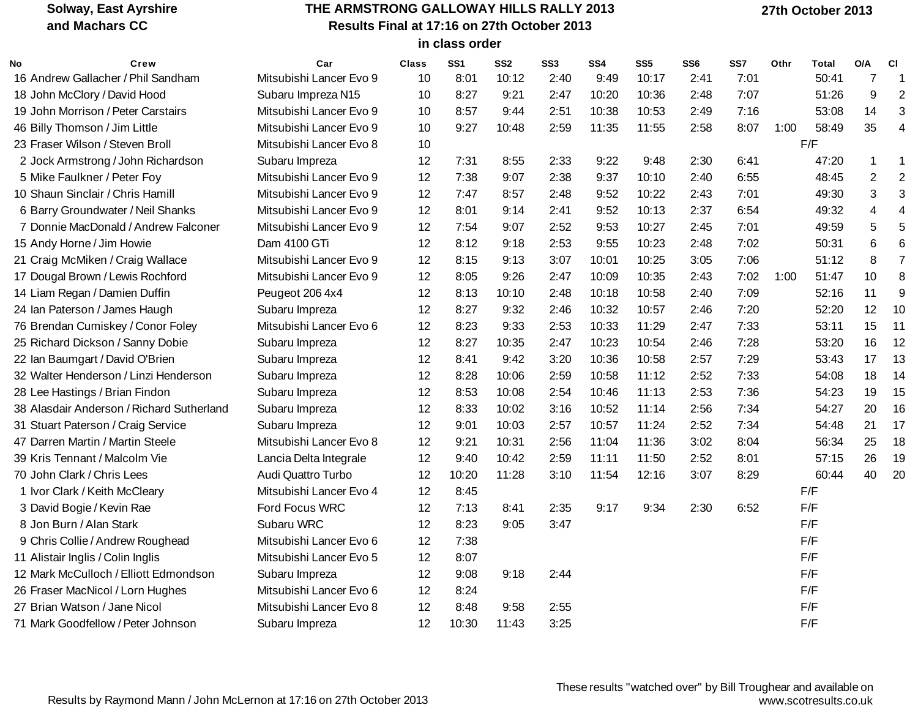Solway, East Ayrshire and Machars CC

# THE ARMSTRONG GALLOWAY HILLS RALLY 2013

## Results Final at 17:16 on 27th October 2013

### in class order

27th October 2013

| No | Crew | Car | Class | SS1 | SS2 | SS3 | SS4 | SS5 | SS6 | SS7 | Othr | Total | O/A | Cl |
|---|---|---|---|---|---|---|---|---|---|---|---|---|---|---|
| 16 | Andrew Gallacher / Phil Sandham | Mitsubishi Lancer Evo 9 | 10 | 8:01 | 10:12 | 2:40 | 9:49 | 10:17 | 2:41 | 7:01 | | 50:41 | 7 | 1 |
| 18 | John McClory / David Hood | Subaru Impreza N15 | 10 | 8:27 | 9:21 | 2:47 | 10:20 | 10:36 | 2:48 | 7:07 | | 51:26 | 9 | 2 |
| 19 | John Morrison / Peter Carstairs | Mitsubishi Lancer Evo 9 | 10 | 8:57 | 9:44 | 2:51 | 10:38 | 10:53 | 2:49 | 7:16 | | 53:08 | 14 | 3 |
| 46 | Billy Thomson / Jim Little | Mitsubishi Lancer Evo 9 | 10 | 9:27 | 10:48 | 2:59 | 11:35 | 11:55 | 2:58 | 8:07 | 1:00 | 58:49 | 35 | 4 |
| 23 | Fraser Wilson / Steven Broll | Mitsubishi Lancer Evo 8 | 10 | | | | | | | | | F/F | | |
| 2 | Jock Armstrong / John Richardson | Subaru Impreza | 12 | 7:31 | 8:55 | 2:33 | 9:22 | 9:48 | 2:30 | 6:41 | | 47:20 | 1 | 1 |
| 5 | Mike Faulkner / Peter Foy | Mitsubishi Lancer Evo 9 | 12 | 7:38 | 9:07 | 2:38 | 9:37 | 10:10 | 2:40 | 6:55 | | 48:45 | 2 | 2 |
| 10 | Shaun Sinclair / Chris Hamill | Mitsubishi Lancer Evo 9 | 12 | 7:47 | 8:57 | 2:48 | 9:52 | 10:22 | 2:43 | 7:01 | | 49:30 | 3 | 3 |
| 6 | Barry Groundwater / Neil Shanks | Mitsubishi Lancer Evo 9 | 12 | 8:01 | 9:14 | 2:41 | 9:52 | 10:13 | 2:37 | 6:54 | | 49:32 | 4 | 4 |
| 7 | Donnie MacDonald / Andrew Falconer | Mitsubishi Lancer Evo 9 | 12 | 7:54 | 9:07 | 2:52 | 9:53 | 10:27 | 2:45 | 7:01 | | 49:59 | 5 | 5 |
| 15 | Andy Horne / Jim Howie | Dam 4100 GTi | 12 | 8:12 | 9:18 | 2:53 | 9:55 | 10:23 | 2:48 | 7:02 | | 50:31 | 6 | 6 |
| 21 | Craig McMiken / Craig Wallace | Mitsubishi Lancer Evo 9 | 12 | 8:15 | 9:13 | 3:07 | 10:01 | 10:25 | 3:05 | 7:06 | | 51:12 | 8 | 7 |
| 17 | Dougal Brown / Lewis Rochford | Mitsubishi Lancer Evo 9 | 12 | 8:05 | 9:26 | 2:47 | 10:09 | 10:35 | 2:43 | 7:02 | 1:00 | 51:47 | 10 | 8 |
| 14 | Liam Regan / Damien Duffin | Peugeot 206 4x4 | 12 | 8:13 | 10:10 | 2:48 | 10:18 | 10:58 | 2:40 | 7:09 | | 52:16 | 11 | 9 |
| 24 | Ian Paterson / James Haugh | Subaru Impreza | 12 | 8:27 | 9:32 | 2:46 | 10:32 | 10:57 | 2:46 | 7:20 | | 52:20 | 12 | 10 |
| 76 | Brendan Cumiskey / Conor Foley | Mitsubishi Lancer Evo 6 | 12 | 8:23 | 9:33 | 2:53 | 10:33 | 11:29 | 2:47 | 7:33 | | 53:11 | 15 | 11 |
| 25 | Richard Dickson / Sanny Dobie | Subaru Impreza | 12 | 8:27 | 10:35 | 2:47 | 10:23 | 10:54 | 2:46 | 7:28 | | 53:20 | 16 | 12 |
| 22 | Ian Baumgart / David O'Brien | Subaru Impreza | 12 | 8:41 | 9:42 | 3:20 | 10:36 | 10:58 | 2:57 | 7:29 | | 53:43 | 17 | 13 |
| 32 | Walter Henderson / Linzi Henderson | Subaru Impreza | 12 | 8:28 | 10:06 | 2:59 | 10:58 | 11:12 | 2:52 | 7:33 | | 54:08 | 18 | 14 |
| 28 | Lee Hastings / Brian Findon | Subaru Impreza | 12 | 8:53 | 10:08 | 2:54 | 10:46 | 11:13 | 2:53 | 7:36 | | 54:23 | 19 | 15 |
| 38 | Alasdair Anderson / Richard Sutherland | Subaru Impreza | 12 | 8:33 | 10:02 | 3:16 | 10:52 | 11:14 | 2:56 | 7:34 | | 54:27 | 20 | 16 |
| 31 | Stuart Paterson / Craig Service | Subaru Impreza | 12 | 9:01 | 10:03 | 2:57 | 10:57 | 11:24 | 2:52 | 7:34 | | 54:48 | 21 | 17 |
| 47 | Darren Martin / Martin Steele | Mitsubishi Lancer Evo 8 | 12 | 9:21 | 10:31 | 2:56 | 11:04 | 11:36 | 3:02 | 8:04 | | 56:34 | 25 | 18 |
| 39 | Kris Tennant / Malcolm Vie | Lancia Delta Integrale | 12 | 9:40 | 10:42 | 2:59 | 11:11 | 11:50 | 2:52 | 8:01 | | 57:15 | 26 | 19 |
| 70 | John Clark / Chris Lees | Audi Quattro Turbo | 12 | 10:20 | 11:28 | 3:10 | 11:54 | 12:16 | 3:07 | 8:29 | | 60:44 | 40 | 20 |
| 1 | Ivor Clark / Keith McCleary | Mitsubishi Lancer Evo 4 | 12 | 8:45 | | | | | | | | F/F | | |
| 3 | David Bogie / Kevin Rae | Ford Focus WRC | 12 | 7:13 | 8:41 | 2:35 | 9:17 | 9:34 | 2:30 | 6:52 | | F/F | | |
| 8 | Jon Burn / Alan Stark | Subaru WRC | 12 | 8:23 | 9:05 | 3:47 | | | | | | F/F | | |
| 9 | Chris Collie / Andrew Roughead | Mitsubishi Lancer Evo 6 | 12 | 7:38 | | | | | | | | F/F | | |
| 11 | Alistair Inglis / Colin Inglis | Mitsubishi Lancer Evo 5 | 12 | 8:07 | | | | | | | | F/F | | |
| 12 | Mark McCulloch / Elliott Edmondson | Subaru Impreza | 12 | 9:08 | 9:18 | 2:44 | | | | | | F/F | | |
| 26 | Fraser MacNicol / Lorn Hughes | Mitsubishi Lancer Evo 6 | 12 | 8:24 | | | | | | | | F/F | | |
| 27 | Brian Watson / Jane Nicol | Mitsubishi Lancer Evo 8 | 12 | 8:48 | 9:58 | 2:55 | | | | | | F/F | | |
| 71 | Mark Goodfellow / Peter Johnson | Subaru Impreza | 12 | 10:30 | 11:43 | 3:25 | | | | | | F/F | | |

Results by Raymond Mann / John McLernon at 17:16 on 27th October 2013

These results "watched over" by Bill Troughear and available on www.scotresults.co.uk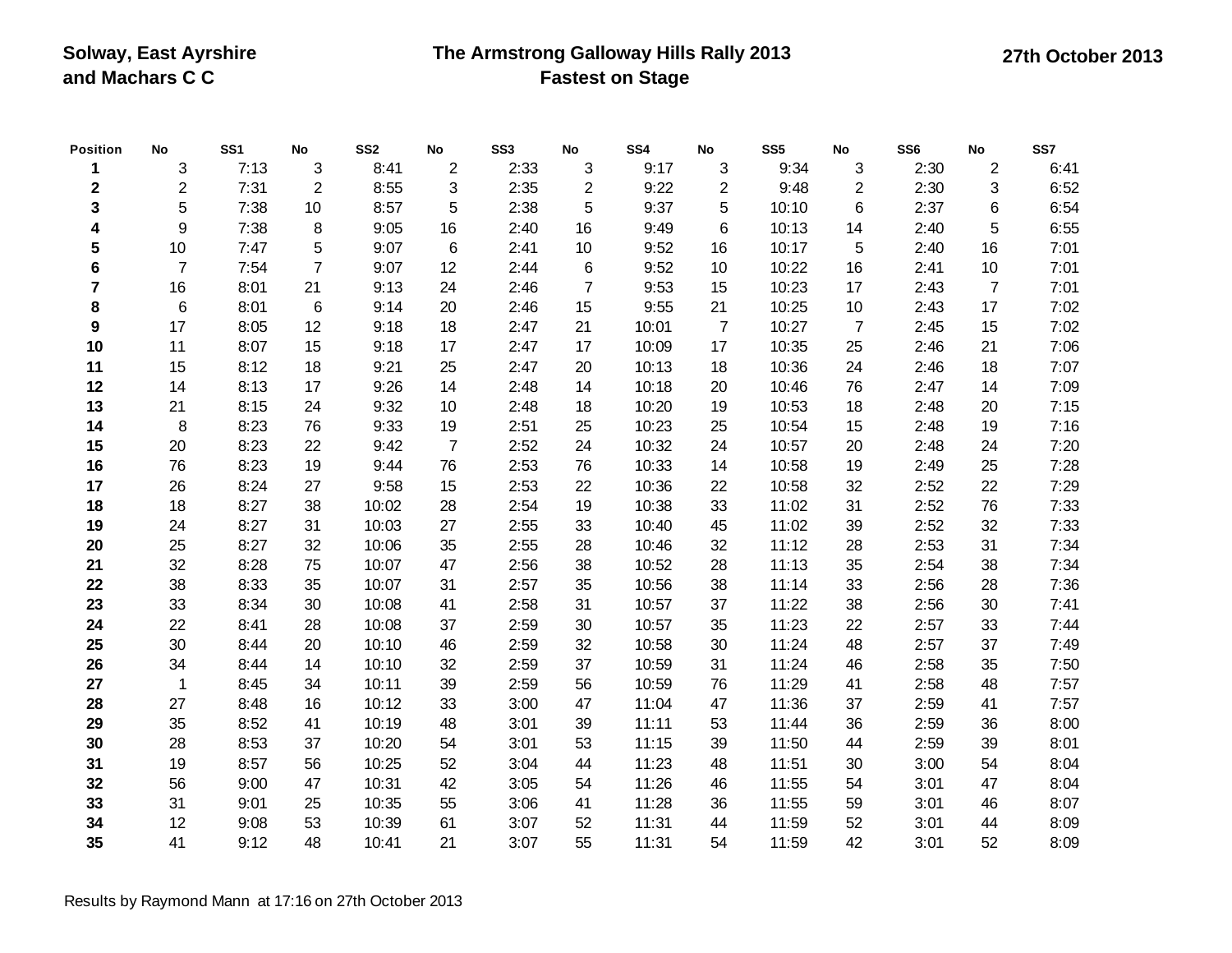**Solway, East Ayrshire and Machars C C**

**The Armstrong Galloway Hills Rally 2013**
**Fastest on Stage**

**27th October 2013**

| Position | No | SS1 | No | SS2 | No | SS3 | No | SS4 | No | SS5 | No | SS6 | No | SS7 |
|---|---|---|---|---|---|---|---|---|---|---|---|---|---|---|
| **1** | 3 | 7:13 | 3 | 8:41 | 2 | 2:33 | 3 | 9:17 | 3 | 9:34 | 3 | 2:30 | 2 | 6:41 |
| **2** | 2 | 7:31 | 2 | 8:55 | 3 | 2:35 | 2 | 9:22 | 2 | 9:48 | 2 | 2:30 | 3 | 6:52 |
| **3** | 5 | 7:38 | 10 | 8:57 | 5 | 2:38 | 5 | 9:37 | 5 | 10:10 | 6 | 2:37 | 6 | 6:54 |
| **4** | 9 | 7:38 | 8 | 9:05 | 16 | 2:40 | 16 | 9:49 | 6 | 10:13 | 14 | 2:40 | 5 | 6:55 |
| **5** | 10 | 7:47 | 5 | 9:07 | 6 | 2:41 | 10 | 9:52 | 16 | 10:17 | 5 | 2:40 | 16 | 7:01 |
| **6** | 7 | 7:54 | 7 | 9:07 | 12 | 2:44 | 6 | 9:52 | 10 | 10:22 | 16 | 2:41 | 10 | 7:01 |
| **7** | 16 | 8:01 | 21 | 9:13 | 24 | 2:46 | 7 | 9:53 | 15 | 10:23 | 17 | 2:43 | 7 | 7:01 |
| **8** | 6 | 8:01 | 6 | 9:14 | 20 | 2:46 | 15 | 9:55 | 21 | 10:25 | 10 | 2:43 | 17 | 7:02 |
| **9** | 17 | 8:05 | 12 | 9:18 | 18 | 2:47 | 21 | 10:01 | 7 | 10:27 | 7 | 2:45 | 15 | 7:02 |
| **10** | 11 | 8:07 | 15 | 9:18 | 17 | 2:47 | 17 | 10:09 | 17 | 10:35 | 25 | 2:46 | 21 | 7:06 |
| **11** | 15 | 8:12 | 18 | 9:21 | 25 | 2:47 | 20 | 10:13 | 18 | 10:36 | 24 | 2:46 | 18 | 7:07 |
| **12** | 14 | 8:13 | 17 | 9:26 | 14 | 2:48 | 14 | 10:18 | 20 | 10:46 | 76 | 2:47 | 14 | 7:09 |
| **13** | 21 | 8:15 | 24 | 9:32 | 10 | 2:48 | 18 | 10:20 | 19 | 10:53 | 18 | 2:48 | 20 | 7:15 |
| **14** | 8 | 8:23 | 76 | 9:33 | 19 | 2:51 | 25 | 10:23 | 25 | 10:54 | 15 | 2:48 | 19 | 7:16 |
| **15** | 20 | 8:23 | 22 | 9:42 | 7 | 2:52 | 24 | 10:32 | 24 | 10:57 | 20 | 2:48 | 24 | 7:20 |
| **16** | 76 | 8:23 | 19 | 9:44 | 76 | 2:53 | 76 | 10:33 | 14 | 10:58 | 19 | 2:49 | 25 | 7:28 |
| **17** | 26 | 8:24 | 27 | 9:58 | 15 | 2:53 | 22 | 10:36 | 22 | 10:58 | 32 | 2:52 | 22 | 7:29 |
| **18** | 18 | 8:27 | 38 | 10:02 | 28 | 2:54 | 19 | 10:38 | 33 | 11:02 | 31 | 2:52 | 76 | 7:33 |
| **19** | 24 | 8:27 | 31 | 10:03 | 27 | 2:55 | 33 | 10:40 | 45 | 11:02 | 39 | 2:52 | 32 | 7:33 |
| **20** | 25 | 8:27 | 32 | 10:06 | 35 | 2:55 | 28 | 10:46 | 32 | 11:12 | 28 | 2:53 | 31 | 7:34 |
| **21** | 32 | 8:28 | 75 | 10:07 | 47 | 2:56 | 38 | 10:52 | 28 | 11:13 | 35 | 2:54 | 38 | 7:34 |
| **22** | 38 | 8:33 | 35 | 10:07 | 31 | 2:57 | 35 | 10:56 | 38 | 11:14 | 33 | 2:56 | 28 | 7:36 |
| **23** | 33 | 8:34 | 30 | 10:08 | 41 | 2:58 | 31 | 10:57 | 37 | 11:22 | 38 | 2:56 | 30 | 7:41 |
| **24** | 22 | 8:41 | 28 | 10:08 | 37 | 2:59 | 30 | 10:57 | 35 | 11:23 | 22 | 2:57 | 33 | 7:44 |
| **25** | 30 | 8:44 | 20 | 10:10 | 46 | 2:59 | 32 | 10:58 | 30 | 11:24 | 48 | 2:57 | 37 | 7:49 |
| **26** | 34 | 8:44 | 14 | 10:10 | 32 | 2:59 | 37 | 10:59 | 31 | 11:24 | 46 | 2:58 | 35 | 7:50 |
| **27** | 1 | 8:45 | 34 | 10:11 | 39 | 2:59 | 56 | 10:59 | 76 | 11:29 | 41 | 2:58 | 48 | 7:57 |
| **28** | 27 | 8:48 | 16 | 10:12 | 33 | 3:00 | 47 | 11:04 | 47 | 11:36 | 37 | 2:59 | 41 | 7:57 |
| **29** | 35 | 8:52 | 41 | 10:19 | 48 | 3:01 | 39 | 11:11 | 53 | 11:44 | 36 | 2:59 | 36 | 8:00 |
| **30** | 28 | 8:53 | 37 | 10:20 | 54 | 3:01 | 53 | 11:15 | 39 | 11:50 | 44 | 2:59 | 39 | 8:01 |
| **31** | 19 | 8:57 | 56 | 10:25 | 52 | 3:04 | 44 | 11:23 | 48 | 11:51 | 30 | 3:00 | 54 | 8:04 |
| **32** | 56 | 9:00 | 47 | 10:31 | 42 | 3:05 | 54 | 11:26 | 46 | 11:55 | 54 | 3:01 | 47 | 8:04 |
| **33** | 31 | 9:01 | 25 | 10:35 | 55 | 3:06 | 41 | 11:28 | 36 | 11:55 | 59 | 3:01 | 46 | 8:07 |
| **34** | 12 | 9:08 | 53 | 10:39 | 61 | 3:07 | 52 | 11:31 | 44 | 11:59 | 52 | 3:01 | 44 | 8:09 |
| **35** | 41 | 9:12 | 48 | 10:41 | 21 | 3:07 | 55 | 11:31 | 54 | 11:59 | 42 | 3:01 | 52 | 8:09 |

Results by Raymond Mann at 17:16 on 27th October 2013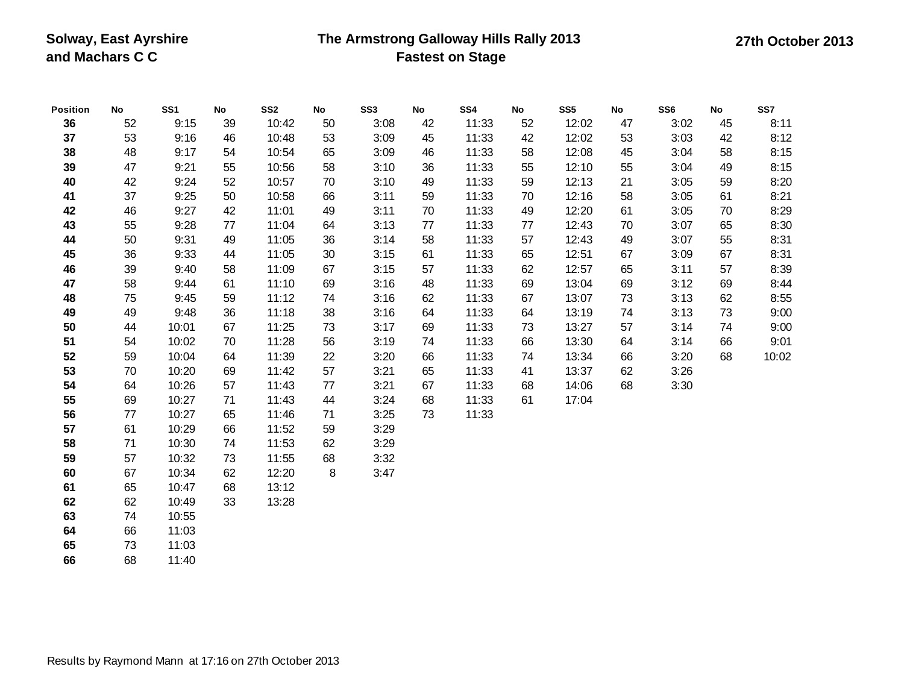Solway, East Ayrshire and Machars C C

**The Armstrong Galloway Hills Rally 2013**
**Fastest on Stage**

27th October 2013

| Position | No | SS1 | No | SS2 | No | SS3 | No | SS4 | No | SS5 | No | SS6 | No | SS7 |
|---|---|---|---|---|---|---|---|---|---|---|---|---|---|---|
| **36** | 52 | 9:15 | 39 | 10:42 | 50 | 3:08 | 42 | 11:33 | 52 | 12:02 | 47 | 3:02 | 45 | 8:11 |
| **37** | 53 | 9:16 | 46 | 10:48 | 53 | 3:09 | 45 | 11:33 | 42 | 12:02 | 53 | 3:03 | 42 | 8:12 |
| **38** | 48 | 9:17 | 54 | 10:54 | 65 | 3:09 | 46 | 11:33 | 58 | 12:08 | 45 | 3:04 | 58 | 8:15 |
| **39** | 47 | 9:21 | 55 | 10:56 | 58 | 3:10 | 36 | 11:33 | 55 | 12:10 | 55 | 3:04 | 49 | 8:15 |
| **40** | 42 | 9:24 | 52 | 10:57 | 70 | 3:10 | 49 | 11:33 | 59 | 12:13 | 21 | 3:05 | 59 | 8:20 |
| **41** | 37 | 9:25 | 50 | 10:58 | 66 | 3:11 | 59 | 11:33 | 70 | 12:16 | 58 | 3:05 | 61 | 8:21 |
| **42** | 46 | 9:27 | 42 | 11:01 | 49 | 3:11 | 70 | 11:33 | 49 | 12:20 | 61 | 3:05 | 70 | 8:29 |
| **43** | 55 | 9:28 | 77 | 11:04 | 64 | 3:13 | 77 | 11:33 | 77 | 12:43 | 70 | 3:07 | 65 | 8:30 |
| **44** | 50 | 9:31 | 49 | 11:05 | 36 | 3:14 | 58 | 11:33 | 57 | 12:43 | 49 | 3:07 | 55 | 8:31 |
| **45** | 36 | 9:33 | 44 | 11:05 | 30 | 3:15 | 61 | 11:33 | 65 | 12:51 | 67 | 3:09 | 67 | 8:31 |
| **46** | 39 | 9:40 | 58 | 11:09 | 67 | 3:15 | 57 | 11:33 | 62 | 12:57 | 65 | 3:11 | 57 | 8:39 |
| **47** | 58 | 9:44 | 61 | 11:10 | 69 | 3:16 | 48 | 11:33 | 69 | 13:04 | 69 | 3:12 | 69 | 8:44 |
| **48** | 75 | 9:45 | 59 | 11:12 | 74 | 3:16 | 62 | 11:33 | 67 | 13:07 | 73 | 3:13 | 62 | 8:55 |
| **49** | 49 | 9:48 | 36 | 11:18 | 38 | 3:16 | 64 | 11:33 | 64 | 13:19 | 74 | 3:13 | 73 | 9:00 |
| **50** | 44 | 10:01 | 67 | 11:25 | 73 | 3:17 | 69 | 11:33 | 73 | 13:27 | 57 | 3:14 | 74 | 9:00 |
| **51** | 54 | 10:02 | 70 | 11:28 | 56 | 3:19 | 74 | 11:33 | 66 | 13:30 | 64 | 3:14 | 66 | 9:01 |
| **52** | 59 | 10:04 | 64 | 11:39 | 22 | 3:20 | 66 | 11:33 | 74 | 13:34 | 66 | 3:20 | 68 | 10:02 |
| **53** | 70 | 10:20 | 69 | 11:42 | 57 | 3:21 | 65 | 11:33 | 41 | 13:37 | 62 | 3:26 | | |
| **54** | 64 | 10:26 | 57 | 11:43 | 77 | 3:21 | 67 | 11:33 | 68 | 14:06 | 68 | 3:30 | | |
| **55** | 69 | 10:27 | 71 | 11:43 | 44 | 3:24 | 68 | 11:33 | 61 | 17:04 | | | | |
| **56** | 77 | 10:27 | 65 | 11:46 | 71 | 3:25 | 73 | 11:33 | | | | | | |
| **57** | 61 | 10:29 | 66 | 11:52 | 59 | 3:29 | | | | | | | | |
| **58** | 71 | 10:30 | 74 | 11:53 | 62 | 3:29 | | | | | | | | |
| **59** | 57 | 10:32 | 73 | 11:55 | 68 | 3:32 | | | | | | | | |
| **60** | 67 | 10:34 | 62 | 12:20 | 8 | 3:47 | | | | | | | | |
| **61** | 65 | 10:47 | 68 | 13:12 | | | | | | | | | | |
| **62** | 62 | 10:49 | 33 | 13:28 | | | | | | | | | | |
| **63** | 74 | 10:55 | | | | | | | | | | | | |
| **64** | 66 | 11:03 | | | | | | | | | | | | |
| **65** | 73 | 11:03 | | | | | | | | | | | | |
| **66** | 68 | 11:40 | | | | | | | | | | | | |

Results by Raymond Mann at 17:16 on 27th October 2013